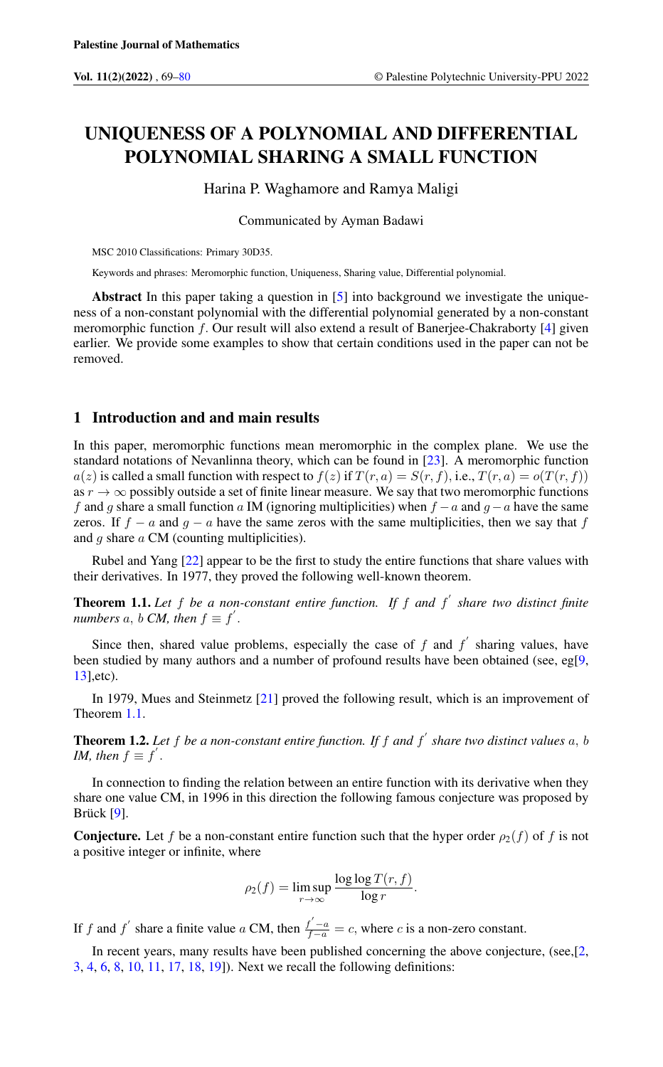# UNIQUENESS OF A POLYNOMIAL AND DIFFERENTIAL POLYNOMIAL SHARING A SMALL FUNCTION

Harina P. Waghamore and Ramya Maligi

Communicated by Ayman Badawi

MSC 2010 Classifications: Primary 30D35.

Keywords and phrases: Meromorphic function, Uniqueness, Sharing value, Differential polynomial.

**Abstract** In this paper taking a question in [5] into background we investigate the uniqueness of a non-constant polynomial with the differential polynomial generated by a non-constant meromorphic function $f$. Our result will also extend a result of Banerjee-Chakraborty [4] given earlier. We provide some examples to show that certain conditions used in the paper can not be removed.

## 1 Introduction and and main results

In this paper, meromorphic functions mean meromorphic in the complex plane. We use the standard notations of Nevanlinna theory, which can be found in [23]. A meromorphic function $a(z)$ is called a small function with respect to $f(z)$ if $T(r, a) = S(r, f)$, i.e., $T(r, a) = o(T(r, f))$ as $r \to \infty$ possibly outside a set of finite linear measure. We say that two meromorphic functions $f$ and $g$ share a small function $a$ IM (ignoring multiplicities) when $f - a$ and $g - a$ have the same zeros. If $f - a$ and $g - a$ have the same zeros with the same multiplicities, then we say that $f$ and $g$ share $a$ CM (counting multiplicities).

Rubel and Yang [22] appear to be the first to study the entire functions that share values with their derivatives. In 1977, they proved the following well-known theorem.

**Theorem 1.1.** *Let $f$ be a non-constant entire function. If $f$ and $f'$ share two distinct finite numbers $a$, $b$ CM, then $f \equiv f'$.*

Since then, shared value problems, especially the case of $f$ and $f'$ sharing values, have been studied by many authors and a number of profound results have been obtained (see, eg[9, 13],etc).

In 1979, Mues and Steinmetz [21] proved the following result, which is an improvement of Theorem 1.1.

**Theorem 1.2.** *Let $f$ be a non-constant entire function. If $f$ and $f'$ share two distinct values $a$, $b$ IM, then $f \equiv f'$.*

In connection to finding the relation between an entire function with its derivative when they share one value CM, in 1996 in this direction the following famous conjecture was proposed by Brück [9].

**Conjecture.** Let $f$ be a non-constant entire function such that the hyper order $\rho_2(f)$ of $f$ is not a positive integer or infinite, where

$$\rho_2(f) = \limsup_{r \to \infty} \frac{\log \log T(r, f)}{\log r}.$$

If $f$ and $f'$ share a finite value $a$ CM, then $\frac{f' - a}{f - a} = c$, where $c$ is a non-zero constant.

In recent years, many results have been published concerning the above conjecture, (see,[2, 3, 4, 6, 8, 10, 11, 17, 18, 19]). Next we recall the following definitions: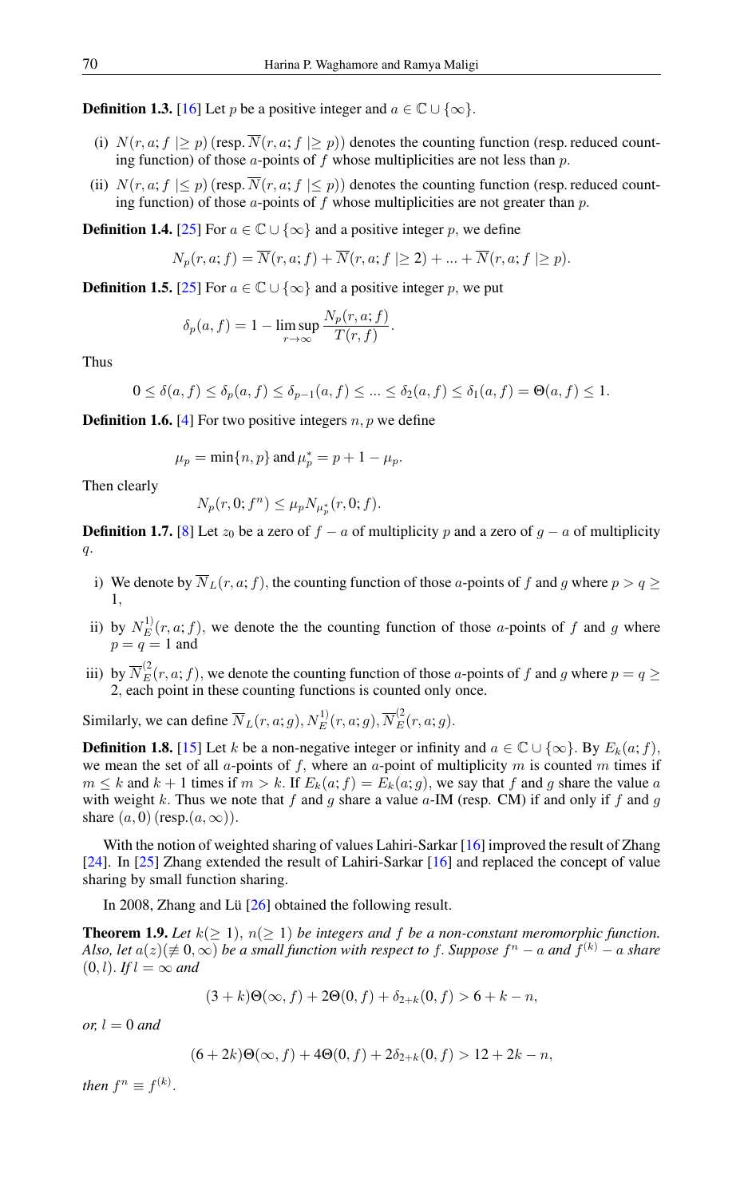**Definition 1.3.** [16] Let $p$ be a positive integer and $a \in \mathbb{C} \cup \{\infty\}$.

(i) $N(r, a; f \mid\geq p)$ (resp. $\overline{N}(r, a; f \mid\geq p)$) denotes the counting function (resp. reduced counting function) of those $a$-points of $f$ whose multiplicities are not less than $p$.

(ii) $N(r, a; f \mid\leq p)$ (resp. $\overline{N}(r, a; f \mid\leq p)$) denotes the counting function (resp. reduced counting function) of those $a$-points of $f$ whose multiplicities are not greater than $p$.

**Definition 1.4.** [25] For $a \in \mathbb{C} \cup \{\infty\}$ and a positive integer $p$, we define

$$N_p(r, a; f) = \overline{N}(r, a; f) + \overline{N}(r, a; f \mid\geq 2) + ... + \overline{N}(r, a; f \mid\geq p).$$

**Definition 1.5.** [25] For $a \in \mathbb{C} \cup \{\infty\}$ and a positive integer $p$, we put

$$\delta_p(a, f) = 1 - \limsup_{r\to\infty} \frac{N_p(r, a; f)}{T(r, f)}.$$

Thus

$$0 \leq \delta(a, f) \leq \delta_p(a, f) \leq \delta_{p-1}(a, f) \leq ... \leq \delta_2(a, f) \leq \delta_1(a, f) = \Theta(a, f) \leq 1.$$

**Definition 1.6.** [4] For two positive integers $n, p$ we define

$$\mu_p = \min\{n, p\} \text{ and } \mu_p^* = p + 1 - \mu_p.$$

Then clearly

$$N_p(r, 0; f^n) \leq \mu_p N_{\mu_p^*}(r, 0; f).$$

**Definition 1.7.** [8] Let $z_0$ be a zero of $f - a$ of multiplicity $p$ and a zero of $g - a$ of multiplicity $q$.

i) We denote by $\overline{N}_L(r, a; f)$, the counting function of those $a$-points of $f$ and $g$ where $p > q \geq 1$,

ii) by $N_E^{1)}(r, a; f)$, we denote the the counting function of those $a$-points of $f$ and $g$ where $p = q = 1$ and

iii) by $\overline{N}_E^{(2}(r, a; f)$, we denote the counting function of those $a$-points of $f$ and $g$ where $p = q \geq 2$, each point in these counting functions is counted only once.

Similarly, we can define $\overline{N}_L(r, a; g), N_E^{1)}(r, a; g), \overline{N}_E^{(2}(r, a; g)$.

**Definition 1.8.** [15] Let $k$ be a non-negative integer or infinity and $a \in \mathbb{C} \cup \{\infty\}$. By $E_k(a; f)$, we mean the set of all $a$-points of $f$, where an $a$-point of multiplicity $m$ is counted $m$ times if $m \leq k$ and $k + 1$ times if $m > k$. If $E_k(a; f) = E_k(a; g)$, we say that $f$ and $g$ share the value $a$ with weight $k$. Thus we note that $f$ and $g$ share a value $a$-IM (resp. CM) if and only if $f$ and $g$ share $(a, 0)$ (resp.$(a, \infty)$).

With the notion of weighted sharing of values Lahiri-Sarkar [16] improved the result of Zhang [24]. In [25] Zhang extended the result of Lahiri-Sarkar [16] and replaced the concept of value sharing by small function sharing.

In 2008, Zhang and Lü [26] obtained the following result.

**Theorem 1.9.** *Let $k(\geq 1)$, $n(\geq 1)$ be integers and $f$ be a non-constant meromorphic function. Also, let $a(z)(\not\equiv 0, \infty)$ be a small function with respect to $f$. Suppose $f^n - a$ and $f^{(k)} - a$ share $(0, l)$. If $l = \infty$ and*

$$(3 + k)\Theta(\infty, f) + 2\Theta(0, f) + \delta_{2+k}(0, f) > 6 + k - n,$$

*or, $l = 0$ and*

$$(6 + 2k)\Theta(\infty, f) + 4\Theta(0, f) + 2\delta_{2+k}(0, f) > 12 + 2k - n,$$

*then $f^n \equiv f^{(k)}$.*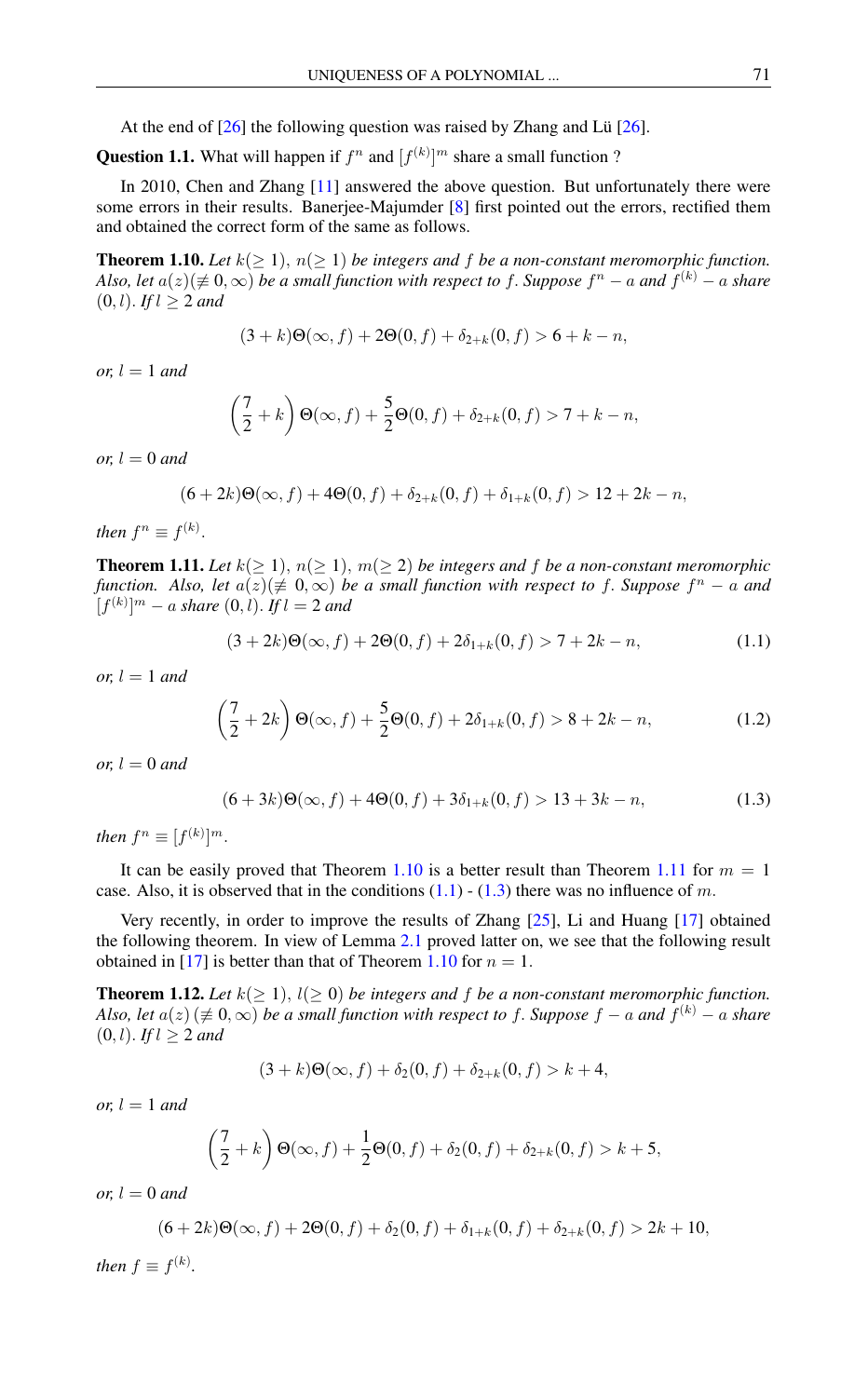At the end of [26] the following question was raised by Zhang and Lü [26].

**Question 1.1.** What will happen if $f^n$ and $[f^{(k)}]^m$ share a small function ?

In 2010, Chen and Zhang [11] answered the above question. But unfortunately there were some errors in their results. Banerjee-Majumder [8] first pointed out the errors, rectified them and obtained the correct form of the same as follows.

**Theorem 1.10.** *Let $k(\geq 1)$, $n(\geq 1)$ be integers and $f$ be a non-constant meromorphic function. Also, let $a(z)(\not\equiv 0, \infty)$ be a small function with respect to $f$. Suppose $f^n - a$ and $f^{(k)} - a$ share $(0, l)$. If $l \geq 2$ and*

$$(3+k)\Theta(\infty, f) + 2\Theta(0, f) + \delta_{2+k}(0, f) > 6 + k - n,$$

*or, $l = 1$ and*

$$\left(\frac{7}{2} + k\right)\Theta(\infty, f) + \frac{5}{2}\Theta(0, f) + \delta_{2+k}(0, f) > 7 + k - n,$$

*or, $l = 0$ and*

$$(6+2k)\Theta(\infty, f) + 4\Theta(0, f) + \delta_{2+k}(0, f) + \delta_{1+k}(0, f) > 12 + 2k - n,$$

*then $f^n \equiv f^{(k)}$.*

**Theorem 1.11.** *Let $k(\geq 1)$, $n(\geq 1)$, $m(\geq 2)$ be integers and $f$ be a non-constant meromorphic function. Also, let $a(z)(\not\equiv 0, \infty)$ be a small function with respect to $f$. Suppose $f^n - a$ and $[f^{(k)}]^m - a$ share $(0, l)$. If $l = 2$ and*

$$(3+2k)\Theta(\infty, f) + 2\Theta(0, f) + 2\delta_{1+k}(0, f) > 7 + 2k - n, \tag{1.1}$$

*or, $l = 1$ and*

$$\left(\frac{7}{2} + 2k\right)\Theta(\infty, f) + \frac{5}{2}\Theta(0, f) + 2\delta_{1+k}(0, f) > 8 + 2k - n, \tag{1.2}$$

*or, $l = 0$ and*

$$(6+3k)\Theta(\infty, f) + 4\Theta(0, f) + 3\delta_{1+k}(0, f) > 13 + 3k - n, \tag{1.3}$$

*then $f^n \equiv [f^{(k)}]^m$.*

It can be easily proved that Theorem 1.10 is a better result than Theorem 1.11 for $m = 1$ case. Also, it is observed that in the conditions (1.1) - (1.3) there was no influence of $m$.

Very recently, in order to improve the results of Zhang [25], Li and Huang [17] obtained the following theorem. In view of Lemma 2.1 proved latter on, we see that the following result obtained in [17] is better than that of Theorem 1.10 for $n = 1$.

**Theorem 1.12.** *Let $k(\geq 1)$, $l(\geq 0)$ be integers and $f$ be a non-constant meromorphic function. Also, let $a(z)$ $(\not\equiv 0, \infty)$ be a small function with respect to $f$. Suppose $f - a$ and $f^{(k)} - a$ share $(0, l)$. If $l \geq 2$ and*

$$(3+k)\Theta(\infty, f) + \delta_2(0, f) + \delta_{2+k}(0, f) > k + 4,$$

*or, $l = 1$ and*

$$\left(\frac{7}{2} + k\right)\Theta(\infty, f) + \frac{1}{2}\Theta(0, f) + \delta_2(0, f) + \delta_{2+k}(0, f) > k + 5,$$

*or, $l = 0$ and*

$$(6+2k)\Theta(\infty, f) + 2\Theta(0, f) + \delta_2(0, f) + \delta_{1+k}(0, f) + \delta_{2+k}(0, f) > 2k + 10,$$

*then $f \equiv f^{(k)}$.*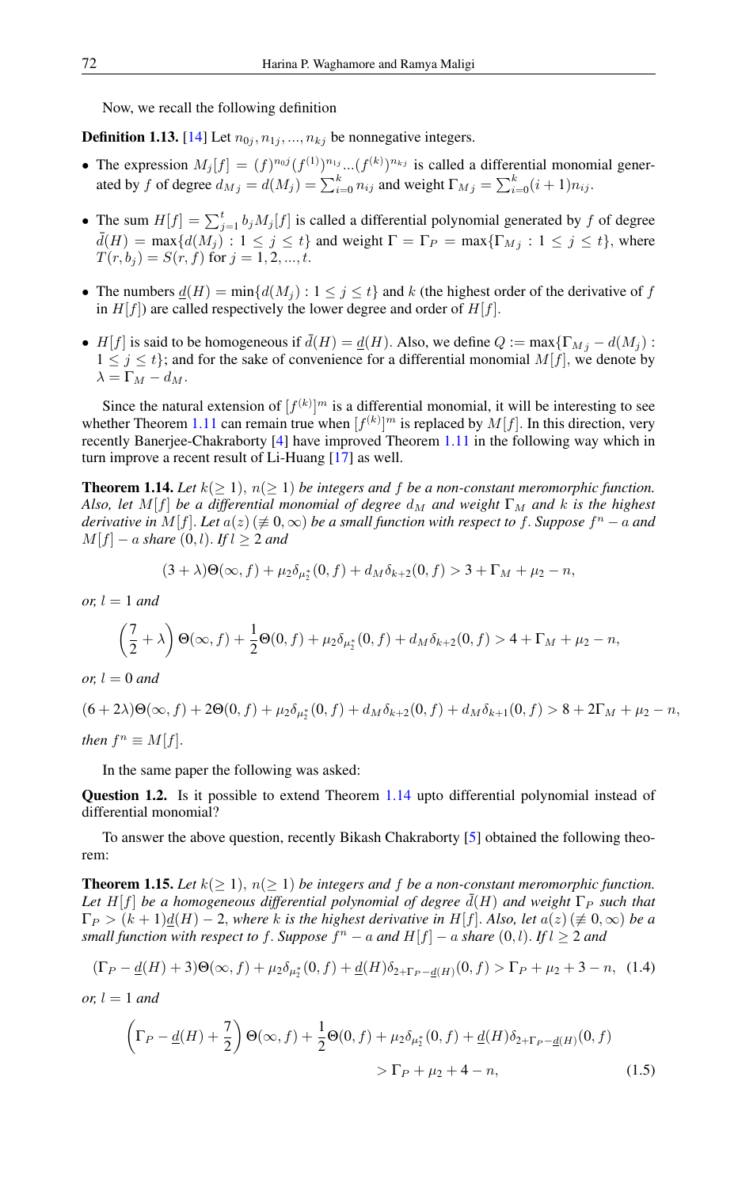Now, we recall the following definition

**Definition 1.13.** [14] Let $n_{0j}, n_{1j}, ..., n_{kj}$ be nonnegative integers.

- The expression $M_j[f] = (f)^{n_{0j}}(f^{(1)})^{n_{1j}}...(f^{(k)})^{n_{kj}}$ is called a differential monomial generated by $f$ of degree $d_{Mj} = d(M_j) = \sum_{i=0}^{k} n_{ij}$ and weight $\Gamma_{Mj} = \sum_{i=0}^{k}(i+1)n_{ij}$.
- The sum $H[f] = \sum_{j=1}^{t} b_j M_j[f]$ is called a differential polynomial generated by $f$ of degree $\bar{d}(H) = \max\{d(M_j) : 1 \leq j \leq t\}$ and weight $\Gamma = \Gamma_P = \max\{\Gamma_{Mj} : 1 \leq j \leq t\}$, where $T(r, b_j) = S(r, f)$ for $j = 1, 2, ..., t$.
- The numbers $\underline{d}(H) = \min\{d(M_j) : 1 \leq j \leq t\}$ and $k$ (the highest order of the derivative of $f$ in $H[f]$) are called respectively the lower degree and order of $H[f]$.
- $H[f]$ is said to be homogeneous if $\bar{d}(H) = \underline{d}(H)$. Also, we define $Q := \max\{\Gamma_{Mj} - d(M_j) : 1 \leq j \leq t\}$; and for the sake of convenience for a differential monomial $M[f]$, we denote by $\lambda = \Gamma_M - d_M$.

Since the natural extension of $[f^{(k)}]^m$ is a differential monomial, it will be interesting to see whether Theorem 1.11 can remain true when $[f^{(k)}]^m$ is replaced by $M[f]$. In this direction, very recently Banerjee-Chakraborty [4] have improved Theorem 1.11 in the following way which in turn improve a recent result of Li-Huang [17] as well.

**Theorem 1.14.** *Let $k(\geq 1)$, $n(\geq 1)$ be integers and $f$ be a non-constant meromorphic function. Also, let $M[f]$ be a differential monomial of degree $d_M$ and weight $\Gamma_M$ and $k$ is the highest derivative in $M[f]$. Let $a(z)\,(\not\equiv 0, \infty)$ be a small function with respect to $f$. Suppose $f^n - a$ and $M[f] - a$ share $(0, l)$. If $l \geq 2$ and*

$$(3 + \lambda)\Theta(\infty, f) + \mu_2\delta_{\mu_2^*}(0, f) + d_M\delta_{k+2}(0, f) > 3 + \Gamma_M + \mu_2 - n,$$

*or, $l = 1$ and*

$$\left(\frac{7}{2} + \lambda\right)\Theta(\infty, f) + \frac{1}{2}\Theta(0, f) + \mu_2\delta_{\mu_2^*}(0, f) + d_M\delta_{k+2}(0, f) > 4 + \Gamma_M + \mu_2 - n,$$

*or, $l = 0$ and*

$$(6 + 2\lambda)\Theta(\infty, f) + 2\Theta(0, f) + \mu_2\delta_{\mu_2^*}(0, f) + d_M\delta_{k+2}(0, f) + d_M\delta_{k+1}(0, f) > 8 + 2\Gamma_M + \mu_2 - n,$$

*then $f^n \equiv M[f]$.*

In the same paper the following was asked:

**Question 1.2.** Is it possible to extend Theorem 1.14 upto differential polynomial instead of differential monomial?

To answer the above question, recently Bikash Chakraborty [5] obtained the following theorem:

**Theorem 1.15.** *Let $k(\geq 1)$, $n(\geq 1)$ be integers and $f$ be a non-constant meromorphic function. Let $H[f]$ be a homogeneous differential polynomial of degree $\bar{d}(H)$ and weight $\Gamma_P$ such that $\Gamma_P > (k+1)\underline{d}(H) - 2$, where $k$ is the highest derivative in $H[f]$. Also, let $a(z)\,(\not\equiv 0, \infty)$ be a small function with respect to $f$. Suppose $f^n - a$ and $H[f] - a$ share $(0, l)$. If $l \geq 2$ and*

$$(\Gamma_P - \underline{d}(H) + 3)\Theta(\infty, f) + \mu_2\delta_{\mu_2^*}(0, f) + \underline{d}(H)\delta_{2+\Gamma_P-\underline{d}(H)}(0, f) > \Gamma_P + \mu_2 + 3 - n, \quad (1.4)$$

*or, $l = 1$ and*

$$\left(\Gamma_P - \underline{d}(H) + \frac{7}{2}\right)\Theta(\infty, f) + \frac{1}{2}\Theta(0, f) + \mu_2\delta_{\mu_2^*}(0, f) + \underline{d}(H)\delta_{2+\Gamma_P-\underline{d}(H)}(0, f)$$
$$> \Gamma_P + \mu_2 + 4 - n, \quad (1.5)$$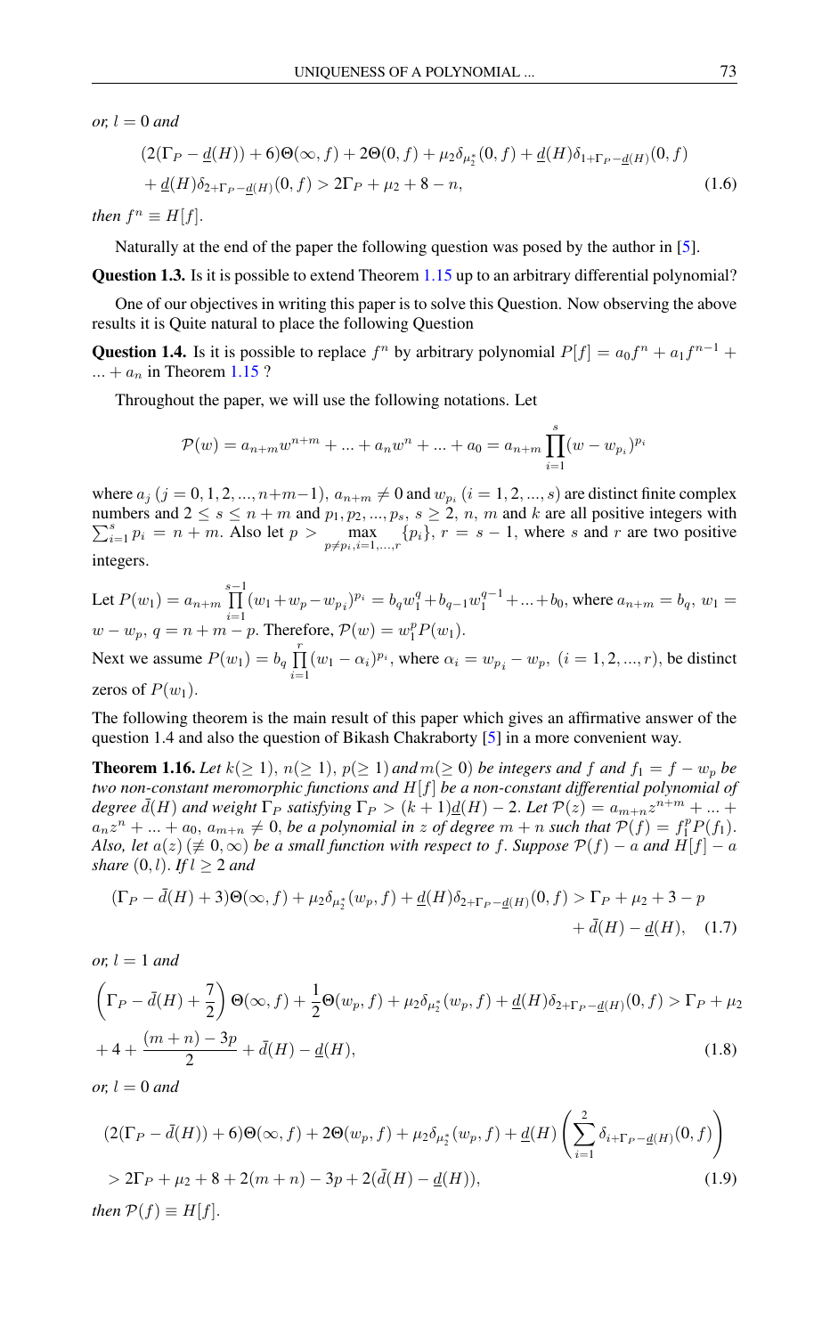*or,* $l = 0$ *and*

$$(2(\Gamma_P - \underline{d}(H)) + 6)\Theta(\infty, f) + 2\Theta(0, f) + \mu_2\delta_{\mu_2^*}(0, f) + \underline{d}(H)\delta_{1+\Gamma_P-\underline{d}(H)}(0, f)$$
$$+ \underline{d}(H)\delta_{2+\Gamma_P-\underline{d}(H)}(0, f) > 2\Gamma_P + \mu_2 + 8 - n, \tag{1.6}$$

*then* $f^n \equiv H[f]$.

Naturally at the end of the paper the following question was posed by the author in [5].

**Question 1.3.** Is it is possible to extend Theorem 1.15 up to an arbitrary differential polynomial?

One of our objectives in writing this paper is to solve this Question. Now observing the above results it is Quite natural to place the following Question

**Question 1.4.** Is it is possible to replace $f^n$ by arbitrary polynomial $P[f] = a_0 f^n + a_1 f^{n-1} + ... + a_n$ in Theorem 1.15 ?

Throughout the paper, we will use the following notations. Let

$$\mathcal{P}(w) = a_{n+m}w^{n+m} + ... + a_n w^n + ... + a_0 = a_{n+m}\prod_{i=1}^{s}(w - w_{p_i})^{p_i}$$

where $a_j$ $(j = 0, 1, 2, ..., n+m-1)$, $a_{n+m} \neq 0$ and $w_{p_i}$ $(i = 1, 2, ..., s)$ are distinct finite complex numbers and $2 \leq s \leq n+m$ and $p_1, p_2, ..., p_s$, $s \geq 2$, $n$, $m$ and $k$ are all positive integers with $\sum_{i=1}^{s} p_i = n+m$. Also let $p > \max_{p \neq p_i, i=1,...,r}\{p_i\}$, $r = s-1$, where $s$ and $r$ are two positive integers.

Let $P(w_1) = a_{n+m}\prod_{i=1}^{s-1}(w_1 + w_p - w_{p_i})^{p_i} = b_q w_1^q + b_{q-1}w_1^{q-1} + ... + b_0$, where $a_{n+m} = b_q$, $w_1 = w - w_p$, $q = n+m-p$. Therefore, $\mathcal{P}(w) = w_1^p P(w_1)$.

Next we assume $P(w_1) = b_q\prod_{i=1}^{r}(w_1 - \alpha_i)^{p_i}$, where $\alpha_i = w_{p_i} - w_p$, $(i = 1, 2, ..., r)$, be distinct zeros of $P(w_1)$.

The following theorem is the main result of this paper which gives an affirmative answer of the question 1.4 and also the question of Bikash Chakraborty [5] in a more convenient way.

**Theorem 1.16.** *Let* $k(\geq 1)$, $n(\geq 1)$, $p(\geq 1)$ *and* $m(\geq 0)$ *be integers and* $f$ *and* $f_1 = f - w_p$ *be two non-constant meromorphic functions and* $H[f]$ *be a non-constant differential polynomial of degree* $\bar{d}(H)$ *and weight* $\Gamma_P$ *satisfying* $\Gamma_P > (k+1)\underline{d}(H) - 2$. *Let* $\mathcal{P}(z) = a_{m+n}z^{n+m} + ... + a_n z^n + ... + a_0$, $a_{m+n} \neq 0$, *be a polynomial in* $z$ *of degree* $m+n$ *such that* $\mathcal{P}(f) = f_1^p P(f_1)$. *Also, let* $a(z)$ $(\not\equiv 0, \infty)$ *be a small function with respect to* $f$. *Suppose* $\mathcal{P}(f) - a$ *and* $H[f] - a$ *share* $(0, l)$. *If* $l \geq 2$ *and*

$$(\Gamma_P - \bar{d}(H) + 3)\Theta(\infty, f) + \mu_2\delta_{\mu_2^*}(w_p, f) + \underline{d}(H)\delta_{2+\Gamma_P-\underline{d}(H)}(0, f) > \Gamma_P + \mu_2 + 3 - p$$
$$+ \bar{d}(H) - \underline{d}(H), \tag{1.7}$$

*or,* $l = 1$ *and*

$$\left(\Gamma_P - \bar{d}(H) + \frac{7}{2}\right)\Theta(\infty, f) + \frac{1}{2}\Theta(w_p, f) + \mu_2\delta_{\mu_2^*}(w_p, f) + \underline{d}(H)\delta_{2+\Gamma_P-\underline{d}(H)}(0, f) > \Gamma_P + \mu_2$$
$$+ 4 + \frac{(m+n) - 3p}{2} + \bar{d}(H) - \underline{d}(H), \tag{1.8}$$

*or,* $l = 0$ *and*

$$(2(\Gamma_P - \bar{d}(H)) + 6)\Theta(\infty, f) + 2\Theta(w_p, f) + \mu_2\delta_{\mu_2^*}(w_p, f) + \underline{d}(H)\left(\sum_{i=1}^{2}\delta_{i+\Gamma_P-\underline{d}(H)}(0, f)\right)$$
$$> 2\Gamma_P + \mu_2 + 8 + 2(m+n) - 3p + 2(\bar{d}(H) - \underline{d}(H)), \tag{1.9}$$

*then* $\mathcal{P}(f) \equiv H[f]$.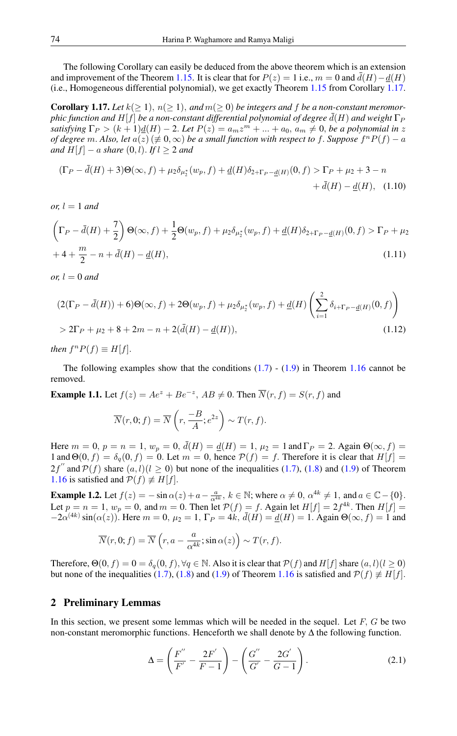The following Corollary can easily be deduced from the above theorem which is an extension and improvement of the Theorem 1.15. It is clear that for $P(z) = 1$ i.e., $m = 0$ and $\bar{d}(H) - \underline{d}(H)$ (i.e., Homogeneous differential polynomial), we get exactly Theorem 1.15 from Corollary 1.17.

**Corollary 1.17.** *Let $k(\geq 1)$, $n(\geq 1)$, and $m(\geq 0)$ be integers and $f$ be a non-constant meromorphic function and $H[f]$ be a non-constant differential polynomial of degree $\bar{d}(H)$ and weight $\Gamma_P$ satisfying $\Gamma_P > (k+1)\underline{d}(H) - 2$. Let $P(z) = a_m z^m + ... + a_0$, $a_m \neq 0$, be a polynomial in $z$ of degree $m$. Also, let $a(z)$ $(\not\equiv 0, \infty)$ be a small function with respect to $f$. Suppose $f^n P(f) - a$ and $H[f] - a$ share $(0, l)$. If $l \geq 2$ and*

$$(\Gamma_P - \bar{d}(H) + 3)\Theta(\infty, f) + \mu_2 \delta_{\mu_2^*}(w_p, f) + \underline{d}(H)\delta_{2+\Gamma_P - \underline{d}(H)}(0, f) > \Gamma_P + \mu_2 + 3 - n + \bar{d}(H) - \underline{d}(H), \quad (1.10)$$

*or, $l = 1$ and*

$$\left(\Gamma_P - \bar{d}(H) + \frac{7}{2}\right)\Theta(\infty, f) + \frac{1}{2}\Theta(w_p, f) + \mu_2 \delta_{\mu_2^*}(w_p, f) + \underline{d}(H)\delta_{2+\Gamma_P - \underline{d}(H)}(0, f) > \Gamma_P + \mu_2 + 4 + \frac{m}{2} - n + \bar{d}(H) - \underline{d}(H), \quad (1.11)$$

*or, $l = 0$ and*

$$(2(\Gamma_P - \bar{d}(H)) + 6)\Theta(\infty, f) + 2\Theta(w_p, f) + \mu_2 \delta_{\mu_2^*}(w_p, f) + \underline{d}(H)\left(\sum_{i=1}^{2} \delta_{i+\Gamma_P - \underline{d}(H)}(0, f)\right) > 2\Gamma_P + \mu_2 + 8 + 2m - n + 2(\bar{d}(H) - \underline{d}(H)), \quad (1.12)$$

*then $f^n P(f) \equiv H[f]$.*

The following examples show that the conditions (1.7) - (1.9) in Theorem 1.16 cannot be removed.

**Example 1.1.** Let $f(z) = Ae^z + Be^{-z}$, $AB \neq 0$. Then $\overline{N}(r, f) = S(r, f)$ and

$$\overline{N}(r, 0; f) = \overline{N}\left(r, \frac{-B}{A}; e^{2z}\right) \sim T(r, f).$$

Here $m = 0$, $p = n = 1$, $w_p = 0$, $\bar{d}(H) = \underline{d}(H) = 1$, $\mu_2 = 1$ and $\Gamma_P = 2$. Again $\Theta(\infty, f) = 1$ and $\Theta(0, f) = \delta_q(0, f) = 0$. Let $m = 0$, hence $\mathcal{P}(f) = f$. Therefore it is clear that $H[f] = 2f''$ and $\mathcal{P}(f)$ share $(a, l)(l \geq 0)$ but none of the inequalities (1.7), (1.8) and (1.9) of Theorem 1.16 is satisfied and $\mathcal{P}(f) \not\equiv H[f]$.

**Example 1.2.** Let $f(z) = -\sin \alpha(z) + a - \frac{a}{\alpha^{4k}}$, $k \in \mathbb{N}$; where $\alpha \neq 0$, $\alpha^{4k} \neq 1$, and $a \in \mathbb{C} - \{0\}$. Let $p = n = 1$, $w_p = 0$, and $m = 0$. Then let $\mathcal{P}(f) = f$. Again let $H[f] = 2f^{4k}$. Then $H[f] = -2\alpha^{(4k)} \sin(\alpha(z))$. Here $m = 0$, $\mu_2 = 1$, $\Gamma_P = 4k$, $\bar{d}(H) = \underline{d}(H) = 1$. Again $\Theta(\infty, f) = 1$ and

$$\overline{N}(r, 0; f) = \overline{N}\left(r, a - \frac{a}{\alpha^{4k}}; \sin \alpha(z)\right) \sim T(r, f).$$

Therefore, $\Theta(0, f) = 0 = \delta_q(0, f), \forall q \in \mathbb{N}$. Also it is clear that $\mathcal{P}(f)$ and $H[f]$ share $(a, l)(l \geq 0)$ but none of the inequalities (1.7), (1.8) and (1.9) of Theorem 1.16 is satisfied and $\mathcal{P}(f) \not\equiv H[f]$.

## 2 Preliminary Lemmas

In this section, we present some lemmas which will be needed in the sequel. Let $F$, $G$ be two non-constant meromorphic functions. Henceforth we shall denote by $\Delta$ the following function.

$$\Delta = \left(\frac{F''}{F'} - \frac{2F'}{F-1}\right) - \left(\frac{G''}{G'} - \frac{2G'}{G-1}\right). \quad (2.1)$$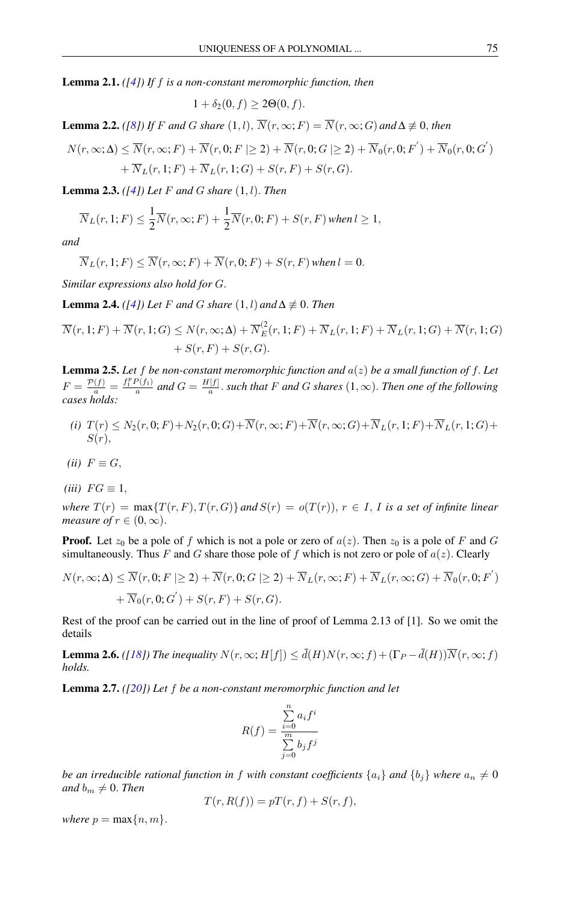**Lemma 2.1.** *([4]) If $f$ is a non-constant meromorphic function, then*

$$1 + \delta_2(0, f) \geq 2\Theta(0, f).$$

**Lemma 2.2.** *([8]) If $F$ and $G$ share $(1, l)$, $\overline{N}(r, \infty; F) = \overline{N}(r, \infty; G)$ and $\Delta \not\equiv 0$, then*

$$N(r, \infty; \Delta) \leq \overline{N}(r, \infty; F) + \overline{N}(r, 0; F \mid \geq 2) + \overline{N}(r, 0; G \mid \geq 2) + \overline{N}_0(r, 0; F^{'}) + \overline{N}_0(r, 0; G^{'})$$
$$+ \overline{N}_L(r, 1; F) + \overline{N}_L(r, 1; G) + S(r, F) + S(r, G).$$

**Lemma 2.3.** *([4]) Let $F$ and $G$ share $(1, l)$. Then*

$$\overline{N}_L(r, 1; F) \leq \frac{1}{2}\overline{N}(r, \infty; F) + \frac{1}{2}\overline{N}(r, 0; F) + S(r, F) \text{ when } l \geq 1,$$

*and*

$$\overline{N}_L(r, 1; F) \leq \overline{N}(r, \infty; F) + \overline{N}(r, 0; F) + S(r, F) \text{ when } l = 0.$$

*Similar expressions also hold for $G$.*

**Lemma 2.4.** *([4]) Let $F$ and $G$ share $(1, l)$ and $\Delta \not\equiv 0$. Then*

$$\overline{N}(r, 1; F) + \overline{N}(r, 1; G) \leq N(r, \infty; \Delta) + \overline{N}_E^{(2}(r, 1; F) + \overline{N}_L(r, 1; F) + \overline{N}_L(r, 1; G) + \overline{N}(r, 1; G)$$
$$+ S(r, F) + S(r, G).$$

**Lemma 2.5.** *Let $f$ be non-constant meromorphic function and $a(z)$ be a small function of $f$. Let $F = \frac{\mathcal{P}(f)}{a} = \frac{f_1^p P(f_1)}{a}$ and $G = \frac{H[f]}{a}$. such that $F$ and $G$ shares $(1, \infty)$. Then one of the following cases holds:*

*(i)* $T(r) \leq N_2(r, 0; F) + N_2(r, 0; G) + \overline{N}(r, \infty; F) + \overline{N}(r, \infty; G) + \overline{N}_L(r, 1; F) + \overline{N}_L(r, 1; G) + S(r)$,

*(ii)* $F \equiv G$,

*(iii)* $FG \equiv 1$,

*where $T(r) = \max\{T(r, F), T(r, G)\}$ and $S(r) = o(T(r))$, $r \in I$, $I$ is a set of infinite linear measure of $r \in (0, \infty)$.*

**Proof.** Let $z_0$ be a pole of $f$ which is not a pole or zero of $a(z)$. Then $z_0$ is a pole of $F$ and $G$ simultaneously. Thus $F$ and $G$ share those pole of $f$ which is not zero or pole of $a(z)$. Clearly

$$N(r, \infty; \Delta) \leq \overline{N}(r, 0; F \mid \geq 2) + \overline{N}(r, 0; G \mid \geq 2) + \overline{N}_L(r, \infty; F) + \overline{N}_L(r, \infty; G) + \overline{N}_0(r, 0; F^{'})$$
$$+ \overline{N}_0(r, 0; G^{'}) + S(r, F) + S(r, G).$$

Rest of the proof can be carried out in the line of proof of Lemma 2.13 of [1]. So we omit the details

**Lemma 2.6.** *([18]) The inequality $N(r, \infty; H[f]) \leq \bar{d}(H)N(r, \infty; f) + (\Gamma_P - \bar{d}(H))\overline{N}(r, \infty; f)$ holds.*

**Lemma 2.7.** *([20]) Let $f$ be a non-constant meromorphic function and let*

$$R(f) = \frac{\sum\limits_{i=0}^{n} a_i f^i}{\sum\limits_{j=0}^{m} b_j f^j}$$

*be an irreducible rational function in $f$ with constant coefficients $\{a_i\}$ and $\{b_j\}$ where $a_n \neq 0$ and $b_m \neq 0$. Then*

$$T(r, R(f)) = pT(r, f) + S(r, f),$$

*where $p = \max\{n, m\}$.*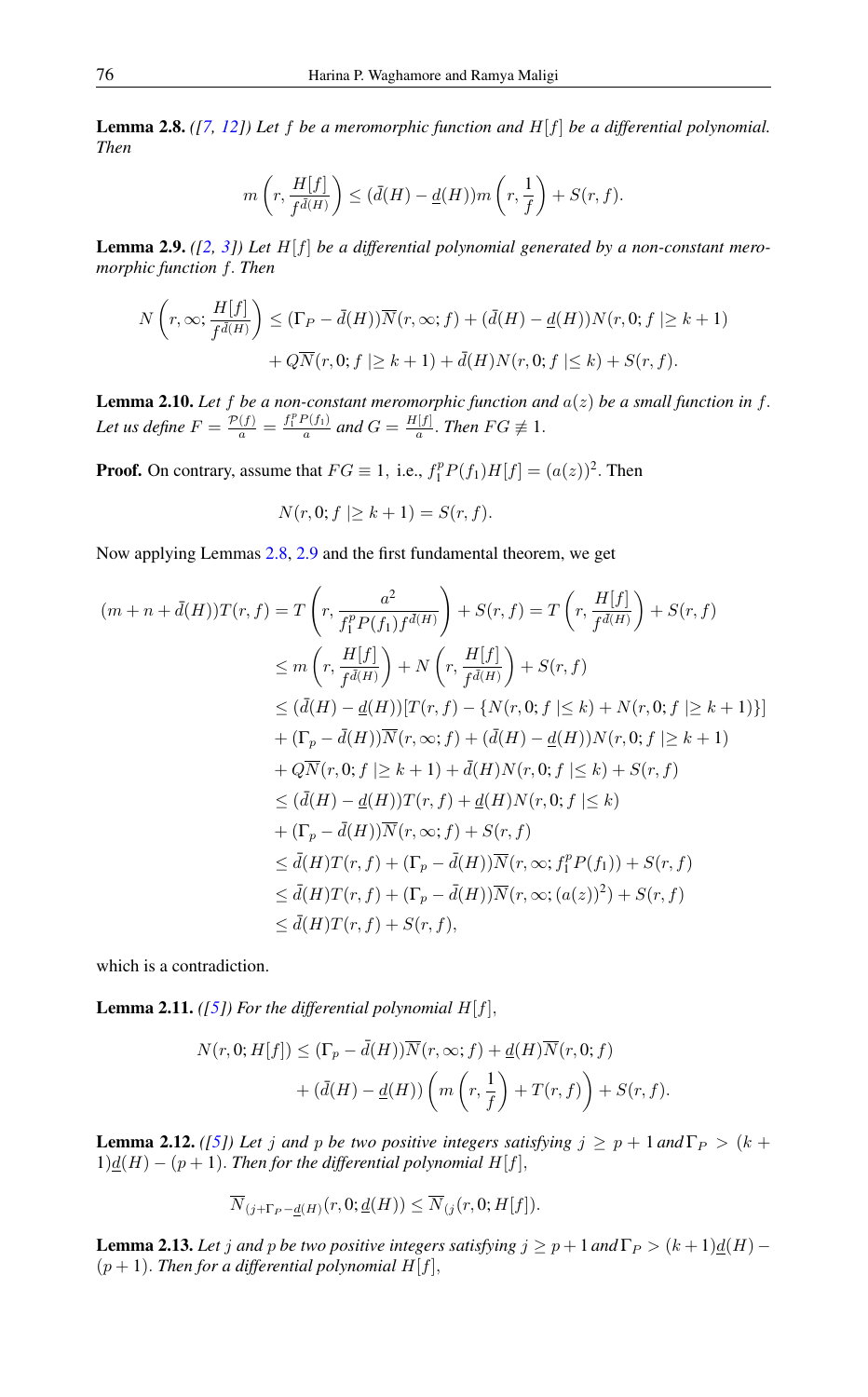**Lemma 2.8.** *([7, 12]) Let $f$ be a meromorphic function and $H[f]$ be a differential polynomial. Then*

$$m\left(r, \frac{H[f]}{f^{\bar{d}(H)}}\right) \leq (\bar{d}(H) - \underline{d}(H)) m\left(r, \frac{1}{f}\right) + S(r, f).$$

**Lemma 2.9.** *([2, 3]) Let $H[f]$ be a differential polynomial generated by a non-constant meromorphic function $f$. Then*

$$\begin{aligned} N\left(r, \infty; \frac{H[f]}{f^{\bar{d}(H)}}\right) &\leq (\Gamma_P - \bar{d}(H))\overline{N}(r, \infty; f) + (\bar{d}(H) - \underline{d}(H))N(r, 0; f \mid\geq k+1) \\ &\quad + Q\overline{N}(r, 0; f \mid\geq k+1) + \bar{d}(H)N(r, 0; f \mid\leq k) + S(r, f). \end{aligned}$$

**Lemma 2.10.** *Let $f$ be a non-constant meromorphic function and $a(z)$ be a small function in $f$. Let us define $F = \frac{\mathcal{P}(f)}{a} = \frac{f_1^p P(f_1)}{a}$ and $G = \frac{H[f]}{a}$. Then $FG \not\equiv 1$.*

**Proof.** On contrary, assume that $FG \equiv 1$, i.e., $f_1^p P(f_1) H[f] = (a(z))^2$. Then

$$N(r, 0; f \mid\geq k+1) = S(r, f).$$

Now applying Lemmas 2.8, 2.9 and the first fundamental theorem, we get

$$\begin{aligned} (m + n + \bar{d}(H))T(r, f) &= T\left(r, \frac{a^2}{f_1^p P(f_1) f^{\bar{d}(H)}}\right) + S(r, f) = T\left(r, \frac{H[f]}{f^{\bar{d}(H)}}\right) + S(r, f) \\ &\leq m\left(r, \frac{H[f]}{f^{\bar{d}(H)}}\right) + N\left(r, \frac{H[f]}{f^{\bar{d}(H)}}\right) + S(r, f) \\ &\leq (\bar{d}(H) - \underline{d}(H))[T(r, f) - \{N(r, 0; f \mid\leq k) + N(r, 0; f \mid\geq k+1)\}] \\ &\quad + (\Gamma_p - \bar{d}(H))\overline{N}(r, \infty; f) + (\bar{d}(H) - \underline{d}(H))N(r, 0; f \mid\geq k+1) \\ &\quad + Q\overline{N}(r, 0; f \mid\geq k+1) + \bar{d}(H)N(r, 0; f \mid\leq k) + S(r, f) \\ &\leq (\bar{d}(H) - \underline{d}(H))T(r, f) + \underline{d}(H)N(r, 0; f \mid\leq k) \\ &\quad + (\Gamma_p - \bar{d}(H))\overline{N}(r, \infty; f) + S(r, f) \\ &\leq \bar{d}(H)T(r, f) + (\Gamma_p - \bar{d}(H))\overline{N}(r, \infty; f_1^p P(f_1)) + S(r, f) \\ &\leq \bar{d}(H)T(r, f) + (\Gamma_p - \bar{d}(H))\overline{N}(r, \infty; (a(z))^2) + S(r, f) \\ &\leq \bar{d}(H)T(r, f) + S(r, f), \end{aligned}$$

which is a contradiction.

**Lemma 2.11.** *([5]) For the differential polynomial $H[f]$,*

$$\begin{aligned} N(r, 0; H[f]) &\leq (\Gamma_p - \bar{d}(H))\overline{N}(r, \infty; f) + \underline{d}(H)\overline{N}(r, 0; f) \\ &\quad + (\bar{d}(H) - \underline{d}(H))\left(m\left(r, \frac{1}{f}\right) + T(r, f)\right) + S(r, f). \end{aligned}$$

**Lemma 2.12.** *([5]) Let $j$ and $p$ be two positive integers satisfying $j \geq p+1$ and $\Gamma_P > (k+1)\underline{d}(H) - (p+1)$. Then for the differential polynomial $H[f]$,*

$$\overline{N}_{(j+\Gamma_P - \underline{d}(H)}(r, 0; \underline{d}(H)) \leq \overline{N}_{(j}(r, 0; H[f]).$$

**Lemma 2.13.** *Let $j$ and $p$ be two positive integers satisfying $j \geq p+1$ and $\Gamma_P > (k+1)\underline{d}(H) - (p+1)$. Then for a differential polynomial $H[f]$,*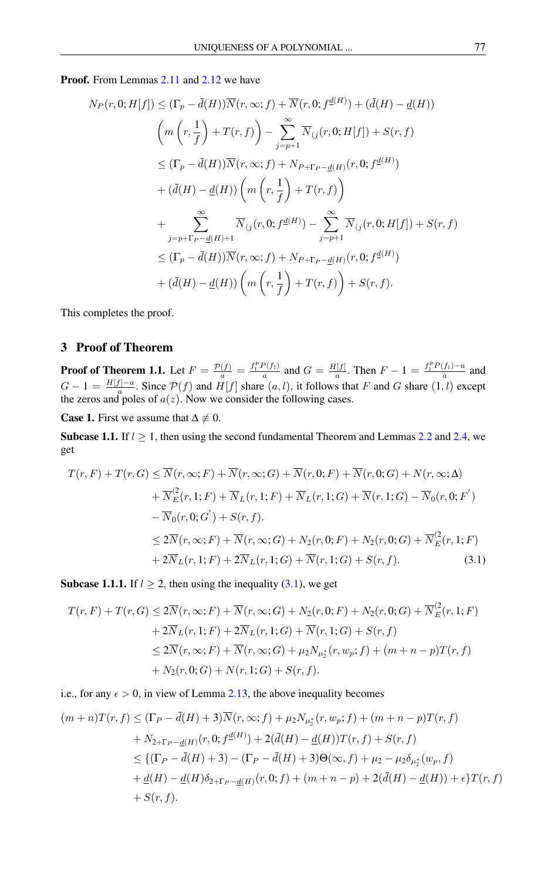**Proof.** From Lemmas 2.11 and 2.12 we have

$$
\begin{aligned}
N_P(r,0;H[f]) &\le (\Gamma_p - \bar{d}(H))\overline{N}(r,\infty;f) + \overline{N}(r,0;f^{\underline{d}(H)}) + (\bar{d}(H) - \underline{d}(H)) \\
&\quad \left(m\left(r,\frac{1}{f}\right) + T(r,f)\right) - \sum_{j=p+1}^{\infty} \overline{N}_{(j}(r,0;H[f]) + S(r,f) \\
&\le (\Gamma_p - \bar{d}(H))\overline{N}(r,\infty;f) + N_{P+\Gamma_P-\underline{d}(H)}(r,0;f^{\underline{d}(H)}) \\
&\quad + (\bar{d}(H) - \underline{d}(H))\left(m\left(r,\frac{1}{f}\right) + T(r,f)\right) \\
&\quad + \sum_{j=p+\Gamma_P-\underline{d}(H)+1}^{\infty} \overline{N}_{(j}(r,0;f^{\underline{d}(H)}) - \sum_{j=p+1}^{\infty} \overline{N}_{(j}(r,0;H[f]) + S(r,f) \\
&\le (\Gamma_p - \bar{d}(H))\overline{N}(r,\infty;f) + N_{P+\Gamma_P-\underline{d}(H)}(r,0;f^{\underline{d}(H)}) \\
&\quad + (\bar{d}(H) - \underline{d}(H))\left(m\left(r,\frac{1}{f}\right) + T(r,f)\right) + S(r,f).
\end{aligned}
$$

This completes the proof.

## 3 Proof of Theorem

**Proof of Theorem 1.1.** Let $F = \frac{\mathcal{P}(f)}{a} = \frac{f_1^p P(f_1)}{a}$ and $G = \frac{H[f]}{a}$. Then $F - 1 = \frac{f_1^p P(f_1) - a}{a}$ and $G - 1 = \frac{H[f]-a}{a}$. Since $\mathcal{P}(f)$ and $H[f]$ share $(a,l)$, it follows that $F$ and $G$ share $(1,l)$ except the zeros and poles of $a(z)$. Now we consider the following cases.

**Case 1.** First we assume that $\Delta \not\equiv 0$.

**Subcase 1.1.** If $l \ge 1$, then using the second fundamental Theorem and Lemmas 2.2 and 2.4, we get

$$
\begin{aligned}
T(r,F) + T(r,G) &\le \overline{N}(r,\infty;F) + \overline{N}(r,\infty;G) + \overline{N}(r,0;F) + \overline{N}(r,0;G) + N(r,\infty;\Delta) \\
&\quad + \overline{N}_E^{(2}(r,1;F) + \overline{N}_L(r,1;F) + \overline{N}_L(r,1;G) + \overline{N}(r,1;G) - \overline{N}_0(r,0;F^{'}) \\
&\quad - \overline{N}_0(r,0;G^{'}) + S(r,f). \\
&\le 2\overline{N}(r,\infty;F) + \overline{N}(r,\infty;G) + N_2(r,0;F) + N_2(r,0;G) + \overline{N}_E^{(2}(r,1;F) \\
&\quad + 2\overline{N}_L(r,1;F) + 2\overline{N}_L(r,1;G) + \overline{N}(r,1;G) + S(r,f). \qquad (3.1)
\end{aligned}
$$

**Subcase 1.1.1.** If $l \ge 2$, then using the inequality (3.1), we get

$$
\begin{aligned}
T(r,F) + T(r,G) &\le 2\overline{N}(r,\infty;F) + \overline{N}(r,\infty;G) + N_2(r,0;F) + N_2(r,0;G) + \overline{N}_E^{(2}(r,1;F) \\
&\quad + 2\overline{N}_L(r,1;F) + 2\overline{N}_L(r,1;G) + \overline{N}(r,1;G) + S(r,f) \\
&\le 2\overline{N}(r,\infty;F) + \overline{N}(r,\infty;G) + \mu_2 N_{\mu_2^*}(r,w_p;f) + (m+n-p)T(r,f) \\
&\quad + N_2(r,0;G) + N(r,1;G) + S(r,f).
\end{aligned}
$$

i.e., for any $\epsilon > 0$, in view of Lemma 2.13, the above inequality becomes

$$
\begin{aligned}
(m+n)T(r,f) &\le (\Gamma_P - \bar{d}(H) + 3)\overline{N}(r,\infty;f) + \mu_2 N_{\mu_2^*}(r,w_p;f) + (m+n-p)T(r,f) \\
&\quad + N_{2+\Gamma_P-\underline{d}(H)}(r,0;f^{\underline{d}(H)}) + 2(\bar{d}(H) - \underline{d}(H))T(r,f) + S(r,f) \\
&\le \{(\Gamma_P - \bar{d}(H) + 3) - (\Gamma_P - \bar{d}(H) + 3)\Theta(\infty,f) + \mu_2 - \mu_2\delta_{\mu_2^*}(w_p,f) \\
&\quad + \underline{d}(H) - \underline{d}(H)\delta_{2+\Gamma_P-\underline{d}(H)}(r,0;f) + (m+n-p) + 2(\bar{d}(H) - \underline{d}(H)) + \epsilon\}T(r,f) \\
&\quad + S(r,f).
\end{aligned}
$$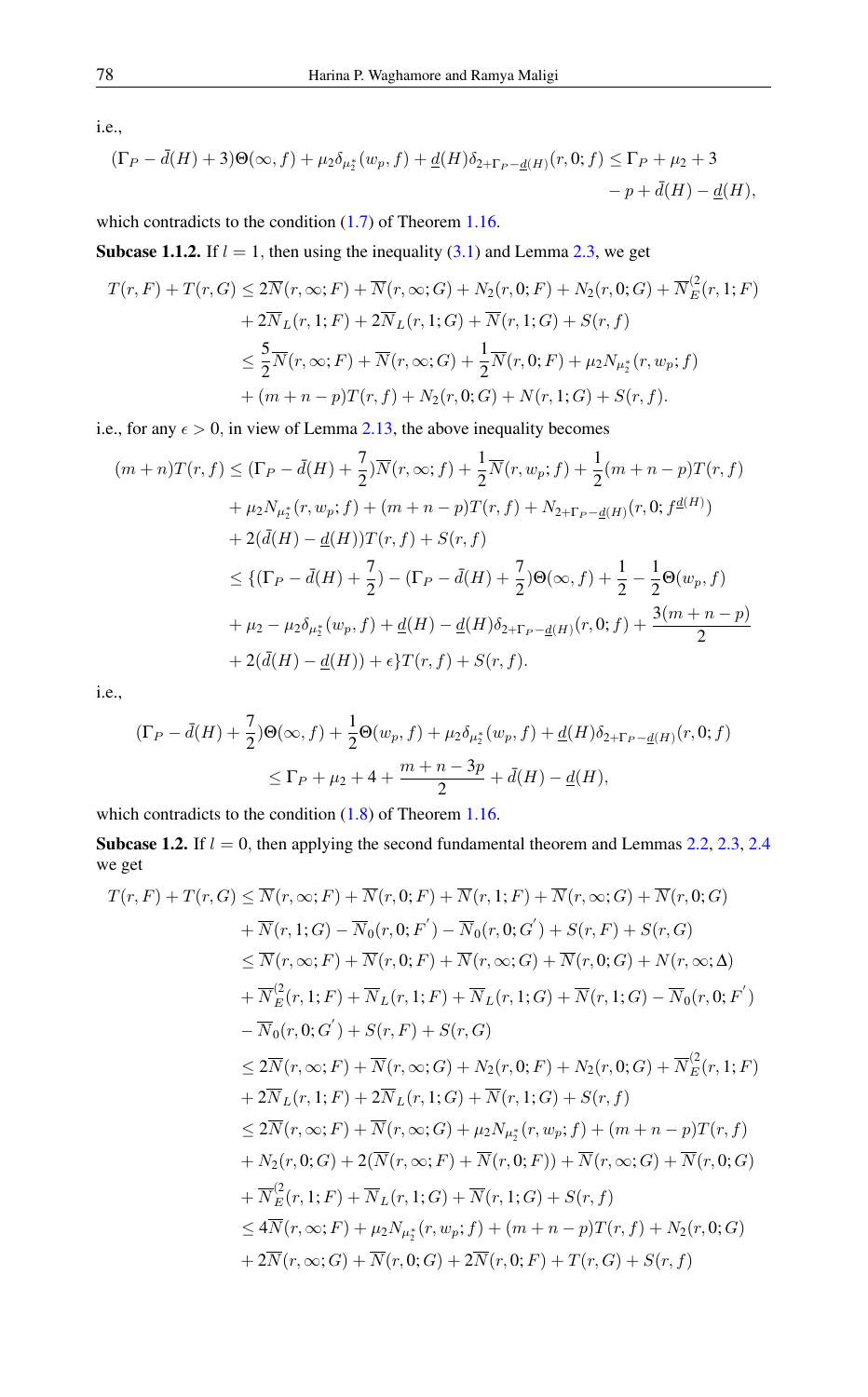i.e.,

$$(\Gamma_P - \bar{d}(H) + 3)\Theta(\infty, f) + \mu_2\delta_{\mu_2^*}(w_p, f) + \underline{d}(H)\delta_{2+\Gamma_P - \underline{d}(H)}(r, 0; f) \leq \Gamma_P + \mu_2 + 3 - p + \bar{d}(H) - \underline{d}(H),$$

which contradicts to the condition (1.7) of Theorem 1.16.

**Subcase 1.1.2.** If $l = 1$, then using the inequality (3.1) and Lemma 2.3, we get

$$\begin{aligned}
T(r,F) + T(r,G) &\leq 2\overline{N}(r,\infty;F) + \overline{N}(r,\infty;G) + N_2(r,0;F) + N_2(r,0;G) + \overline{N}_E^{(2}(r,1;F) \\
&\quad + 2\overline{N}_L(r,1;F) + 2\overline{N}_L(r,1;G) + \overline{N}(r,1;G) + S(r,f) \\
&\leq \frac{5}{2}\overline{N}(r,\infty;F) + \overline{N}(r,\infty;G) + \frac{1}{2}\overline{N}(r,0;F) + \mu_2 N_{\mu_2^*}(r,w_p;f) \\
&\quad + (m+n-p)T(r,f) + N_2(r,0;G) + N(r,1;G) + S(r,f).
\end{aligned}$$

i.e., for any $\epsilon > 0$, in view of Lemma 2.13, the above inequality becomes

$$\begin{aligned}
(m+n)T(r,f) &\leq (\Gamma_P - \bar{d}(H) + \frac{7}{2})\overline{N}(r,\infty;f) + \frac{1}{2}\overline{N}(r,w_p;f) + \frac{1}{2}(m+n-p)T(r,f) \\
&\quad + \mu_2 N_{\mu_2^*}(r,w_p;f) + (m+n-p)T(r,f) + N_{2+\Gamma_P - \underline{d}(H)}(r,0;f^{\underline{d}(H)}) \\
&\quad + 2(\bar{d}(H) - \underline{d}(H))T(r,f) + S(r,f) \\
&\leq \{(\Gamma_P - \bar{d}(H) + \frac{7}{2}) - (\Gamma_P - \bar{d}(H) + \frac{7}{2})\Theta(\infty,f) + \frac{1}{2} - \frac{1}{2}\Theta(w_p,f) \\
&\quad + \mu_2 - \mu_2\delta_{\mu_2^*}(w_p,f) + \underline{d}(H) - \underline{d}(H)\delta_{2+\Gamma_P-\underline{d}(H)}(r,0;f) + \frac{3(m+n-p)}{2} \\
&\quad + 2(\bar{d}(H) - \underline{d}(H)) + \epsilon\}T(r,f) + S(r,f).
\end{aligned}$$

i.e.,

$$\begin{aligned}
(\Gamma_P - \bar{d}(H) + \frac{7}{2})\Theta(\infty,f) + \frac{1}{2}\Theta(w_p,f) + \mu_2\delta_{\mu_2^*}(w_p,f) + \underline{d}(H)\delta_{2+\Gamma_P-\underline{d}(H)}(r,0;f) \\
\leq \Gamma_P + \mu_2 + 4 + \frac{m+n-3p}{2} + \bar{d}(H) - \underline{d}(H),
\end{aligned}$$

which contradicts to the condition (1.8) of Theorem 1.16.

**Subcase 1.2.** If $l = 0$, then applying the second fundamental theorem and Lemmas 2.2, 2.3, 2.4 we get

$$\begin{aligned}
T(r,F) + T(r,G) &\leq \overline{N}(r,\infty;F) + \overline{N}(r,0;F) + \overline{N}(r,1;F) + \overline{N}(r,\infty;G) + \overline{N}(r,0;G) \\
&\quad + \overline{N}(r,1;G) - \overline{N}_0(r,0;F') - \overline{N}_0(r,0;G') + S(r,F) + S(r,G) \\
&\leq \overline{N}(r,\infty;F) + \overline{N}(r,0;F) + \overline{N}(r,\infty;G) + \overline{N}(r,0;G) + N(r,\infty;\Delta) \\
&\quad + \overline{N}_E^{(2}(r,1;F) + \overline{N}_L(r,1;F) + \overline{N}_L(r,1;G) + \overline{N}(r,1;G) - \overline{N}_0(r,0;F') \\
&\quad - \overline{N}_0(r,0;G') + S(r,F) + S(r,G) \\
&\leq 2\overline{N}(r,\infty;F) + \overline{N}(r,\infty;G) + N_2(r,0;F) + N_2(r,0;G) + \overline{N}_E^{(2}(r,1;F) \\
&\quad + 2\overline{N}_L(r,1;F) + 2\overline{N}_L(r,1;G) + \overline{N}(r,1;G) + S(r,f) \\
&\leq 2\overline{N}(r,\infty;F) + \overline{N}(r,\infty;G) + \mu_2 N_{\mu_2^*}(r,w_p;f) + (m+n-p)T(r,f) \\
&\quad + N_2(r,0;G) + 2(\overline{N}(r,\infty;F) + \overline{N}(r,0;F)) + \overline{N}(r,\infty;G) + \overline{N}(r,0;G) \\
&\quad + \overline{N}_E^{(2}(r,1;F) + \overline{N}_L(r,1;G) + \overline{N}(r,1;G) + S(r,f) \\
&\leq 4\overline{N}(r,\infty;F) + \mu_2 N_{\mu_2^*}(r,w_p;f) + (m+n-p)T(r,f) + N_2(r,0;G) \\
&\quad + 2\overline{N}(r,\infty;G) + \overline{N}(r,0;G) + 2\overline{N}(r,0;F) + T(r,G) + S(r,f)
\end{aligned}$$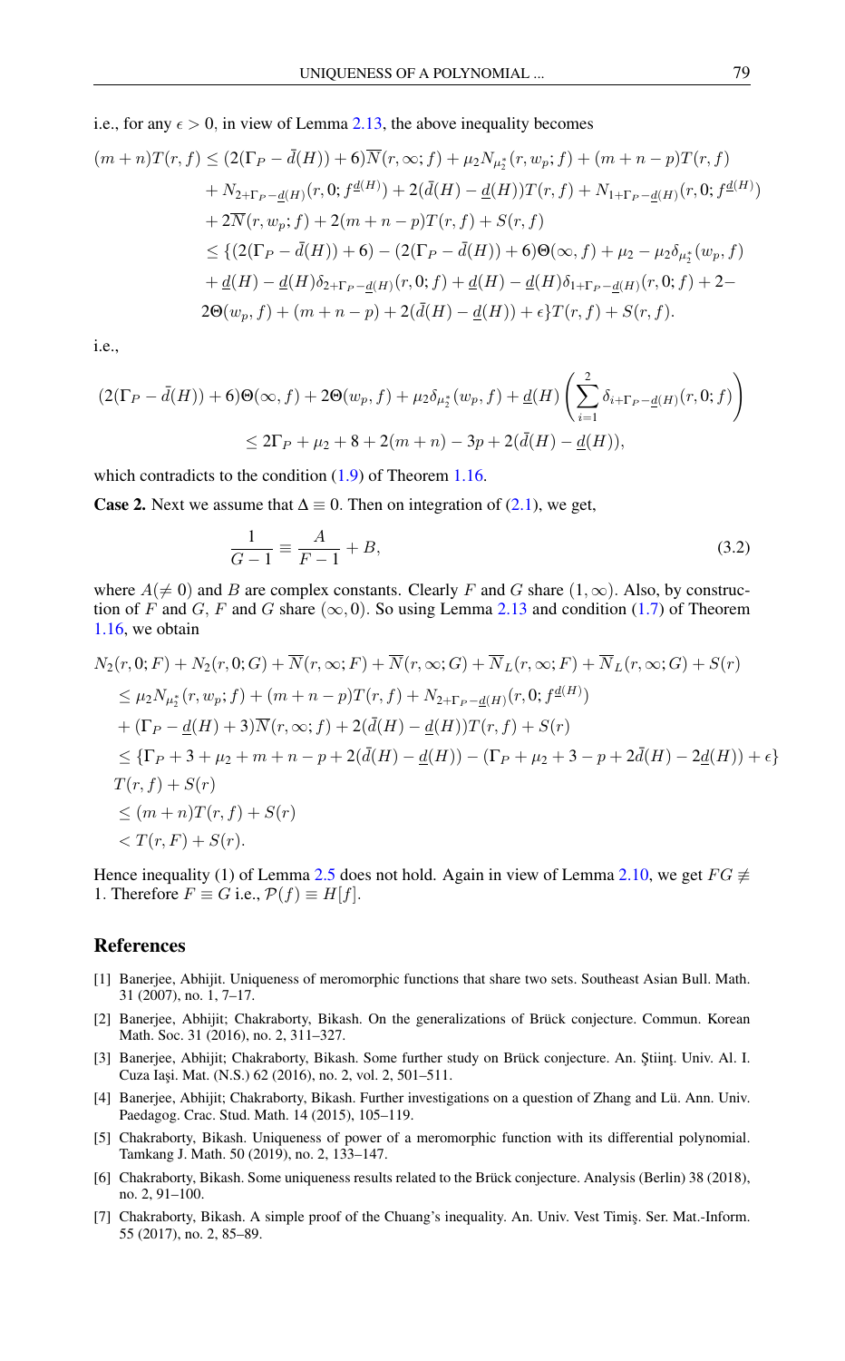i.e., for any $\epsilon > 0$, in view of Lemma 2.13, the above inequality becomes

$$
\begin{aligned}
(m+n)T(r,f) &\leq (2(\Gamma_P - \bar{d}(H)) + 6)\overline{N}(r,\infty;f) + \mu_2 N_{\mu_2^*}(r,w_p;f) + (m+n-p)T(r,f) \\
&\quad + N_{2+\Gamma_P-\underline{d}(H)}(r,0;f^{\underline{d}(H)}) + 2(\bar{d}(H)-\underline{d}(H))T(r,f) + N_{1+\Gamma_P-\underline{d}(H)}(r,0;f^{\underline{d}(H)}) \\
&\quad + 2\overline{N}(r,w_p;f) + 2(m+n-p)T(r,f) + S(r,f) \\
&\leq \{(2(\Gamma_P - \bar{d}(H)) + 6) - (2(\Gamma_P - \bar{d}(H)) + 6)\Theta(\infty,f) + \mu_2 - \mu_2\delta_{\mu_2^*}(w_p,f) \\
&\quad + \underline{d}(H) - \underline{d}(H)\delta_{2+\Gamma_P-\underline{d}(H)}(r,0;f) + \underline{d}(H) - \underline{d}(H)\delta_{1+\Gamma_P-\underline{d}(H)}(r,0;f) + 2- \\
&\quad 2\Theta(w_p,f) + (m+n-p) + 2(\bar{d}(H)-\underline{d}(H)) + \epsilon\}T(r,f) + S(r,f).
\end{aligned}
$$

i.e.,

$$
\begin{aligned}
(2(\Gamma_P - \bar{d}(H)) + 6)\Theta(\infty,f) + 2\Theta(w_p,f) + \mu_2\delta_{\mu_2^*}(w_p,f) + \underline{d}(H)\left(\sum_{i=1}^{2}\delta_{i+\Gamma_P-\underline{d}(H)}(r,0;f)\right) \\
\leq 2\Gamma_P + \mu_2 + 8 + 2(m+n) - 3p + 2(\bar{d}(H)-\underline{d}(H)),
\end{aligned}
$$

which contradicts to the condition (1.9) of Theorem 1.16.

**Case 2.** Next we assume that $\Delta \equiv 0$. Then on integration of (2.1), we get,

$$
\frac{1}{G-1} \equiv \frac{A}{F-1} + B, \tag{3.2}
$$

where $A(\neq 0)$ and $B$ are complex constants. Clearly $F$ and $G$ share $(1,\infty)$. Also, by construction of $F$ and $G$, $F$ and $G$ share $(\infty, 0)$. So using Lemma 2.13 and condition (1.7) of Theorem 1.16, we obtain

$$
\begin{aligned}
&N_2(r,0;F) + N_2(r,0;G) + \overline{N}(r,\infty;F) + \overline{N}(r,\infty;G) + \overline{N}_L(r,\infty;F) + \overline{N}_L(r,\infty;G) + S(r) \\
&\leq \mu_2 N_{\mu_2^*}(r,w_p;f) + (m+n-p)T(r,f) + N_{2+\Gamma_P-\underline{d}(H)}(r,0;f^{\underline{d}(H)}) \\
&\quad + (\Gamma_P - \underline{d}(H) + 3)\overline{N}(r,\infty;f) + 2(\bar{d}(H)-\underline{d}(H))T(r,f) + S(r) \\
&\leq \{\Gamma_P + 3 + \mu_2 + m + n - p + 2(\bar{d}(H)-\underline{d}(H)) - (\Gamma_P + \mu_2 + 3 - p + 2\bar{d}(H) - 2\underline{d}(H)) + \epsilon\} \\
&\quad T(r,f) + S(r) \\
&\leq (m+n)T(r,f) + S(r) \\
&< T(r,F) + S(r).
\end{aligned}
$$

Hence inequality (1) of Lemma 2.5 does not hold. Again in view of Lemma 2.10, we get $FG \not\equiv 1$. Therefore $F \equiv G$ i.e., $\mathcal{P}(f) \equiv H[f]$.

## References

[1] Banerjee, Abhijit. Uniqueness of meromorphic functions that share two sets. Southeast Asian Bull. Math. 31 (2007), no. 1, 7–17.

[2] Banerjee, Abhijit; Chakraborty, Bikash. On the generalizations of Brück conjecture. Commun. Korean Math. Soc. 31 (2016), no. 2, 311–327.

[3] Banerjee, Abhijit; Chakraborty, Bikash. Some further study on Brück conjecture. An. Ştiinţ. Univ. Al. I. Cuza Iaşi. Mat. (N.S.) 62 (2016), no. 2, vol. 2, 501–511.

[4] Banerjee, Abhijit; Chakraborty, Bikash. Further investigations on a question of Zhang and Lü. Ann. Univ. Paedagog. Crac. Stud. Math. 14 (2015), 105–119.

[5] Chakraborty, Bikash. Uniqueness of power of a meromorphic function with its differential polynomial. Tamkang J. Math. 50 (2019), no. 2, 133–147.

[6] Chakraborty, Bikash. Some uniqueness results related to the Brück conjecture. Analysis (Berlin) 38 (2018), no. 2, 91–100.

[7] Chakraborty, Bikash. A simple proof of the Chuang's inequality. An. Univ. Vest Timiş. Ser. Mat.-Inform. 55 (2017), no. 2, 85–89.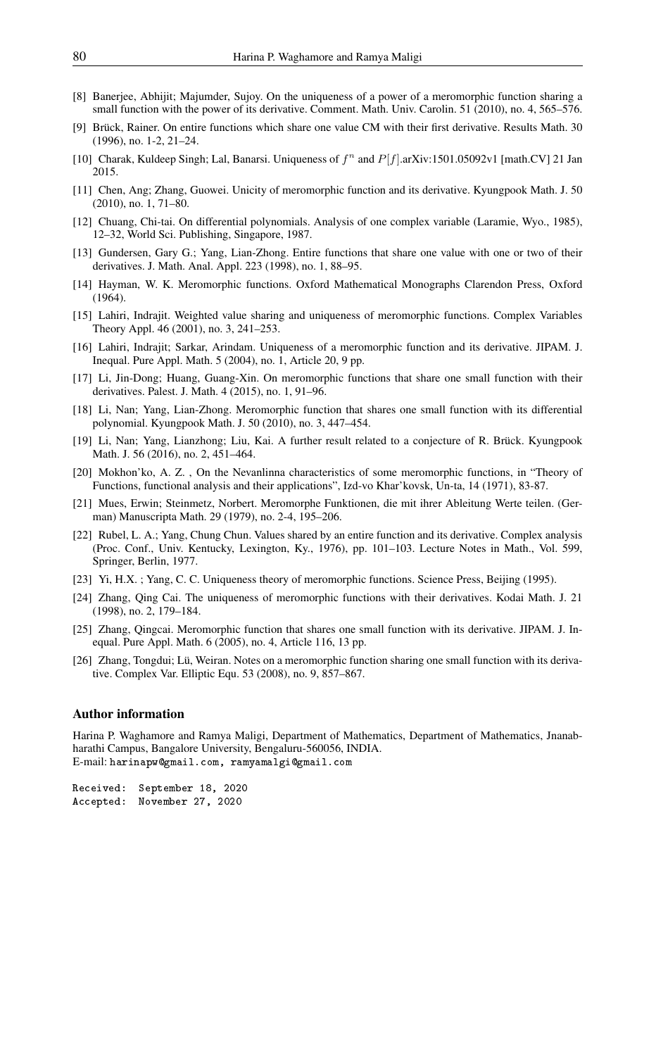[8] Banerjee, Abhijit; Majumder, Sujoy. On the uniqueness of a power of a meromorphic function sharing a small function with the power of its derivative. Comment. Math. Univ. Carolin. 51 (2010), no. 4, 565–576.

[9] Brück, Rainer. On entire functions which share one value CM with their first derivative. Results Math. 30 (1996), no. 1-2, 21–24.

[10] Charak, Kuldeep Singh; Lal, Banarsi. Uniqueness of $f^n$ and $P[f]$.arXiv:1501.05092v1 [math.CV] 21 Jan 2015.

[11] Chen, Ang; Zhang, Guowei. Unicity of meromorphic function and its derivative. Kyungpook Math. J. 50 (2010), no. 1, 71–80.

[12] Chuang, Chi-tai. On differential polynomials. Analysis of one complex variable (Laramie, Wyo., 1985), 12–32, World Sci. Publishing, Singapore, 1987.

[13] Gundersen, Gary G.; Yang, Lian-Zhong. Entire functions that share one value with one or two of their derivatives. J. Math. Anal. Appl. 223 (1998), no. 1, 88–95.

[14] Hayman, W. K. Meromorphic functions. Oxford Mathematical Monographs Clarendon Press, Oxford (1964).

[15] Lahiri, Indrajit. Weighted value sharing and uniqueness of meromorphic functions. Complex Variables Theory Appl. 46 (2001), no. 3, 241–253.

[16] Lahiri, Indrajit; Sarkar, Arindam. Uniqueness of a meromorphic function and its derivative. JIPAM. J. Inequal. Pure Appl. Math. 5 (2004), no. 1, Article 20, 9 pp.

[17] Li, Jin-Dong; Huang, Guang-Xin. On meromorphic functions that share one small function with their derivatives. Palest. J. Math. 4 (2015), no. 1, 91–96.

[18] Li, Nan; Yang, Lian-Zhong. Meromorphic function that shares one small function with its differential polynomial. Kyungpook Math. J. 50 (2010), no. 3, 447–454.

[19] Li, Nan; Yang, Lianzhong; Liu, Kai. A further result related to a conjecture of R. Brück. Kyungpook Math. J. 56 (2016), no. 2, 451–464.

[20] Mokhon'ko, A. Z. , On the Nevanlinna characteristics of some meromorphic functions, in "Theory of Functions, functional analysis and their applications", Izd-vo Khar'kovsk, Un-ta, 14 (1971), 83-87.

[21] Mues, Erwin; Steinmetz, Norbert. Meromorphe Funktionen, die mit ihrer Ableitung Werte teilen. (German) Manuscripta Math. 29 (1979), no. 2-4, 195–206.

[22] Rubel, L. A.; Yang, Chung Chun. Values shared by an entire function and its derivative. Complex analysis (Proc. Conf., Univ. Kentucky, Lexington, Ky., 1976), pp. 101–103. Lecture Notes in Math., Vol. 599, Springer, Berlin, 1977.

[23] Yi, H.X. ; Yang, C. C. Uniqueness theory of meromorphic functions. Science Press, Beijing (1995).

[24] Zhang, Qing Cai. The uniqueness of meromorphic functions with their derivatives. Kodai Math. J. 21 (1998), no. 2, 179–184.

[25] Zhang, Qingcai. Meromorphic function that shares one small function with its derivative. JIPAM. J. Inequal. Pure Appl. Math. 6 (2005), no. 4, Article 116, 13 pp.

[26] Zhang, Tongdui; Lü, Weiran. Notes on a meromorphic function sharing one small function with its derivative. Complex Var. Elliptic Equ. 53 (2008), no. 9, 857–867.

### Author information

Harina P. Waghamore and Ramya Maligi, Department of Mathematics, Department of Mathematics, Jnanabharathi Campus, Bangalore University, Bengaluru-560056, INDIA.
E-mail: harinapw@gmail.com, ramyamalgi@gmail.com

Received: September 18, 2020
Accepted: November 27, 2020